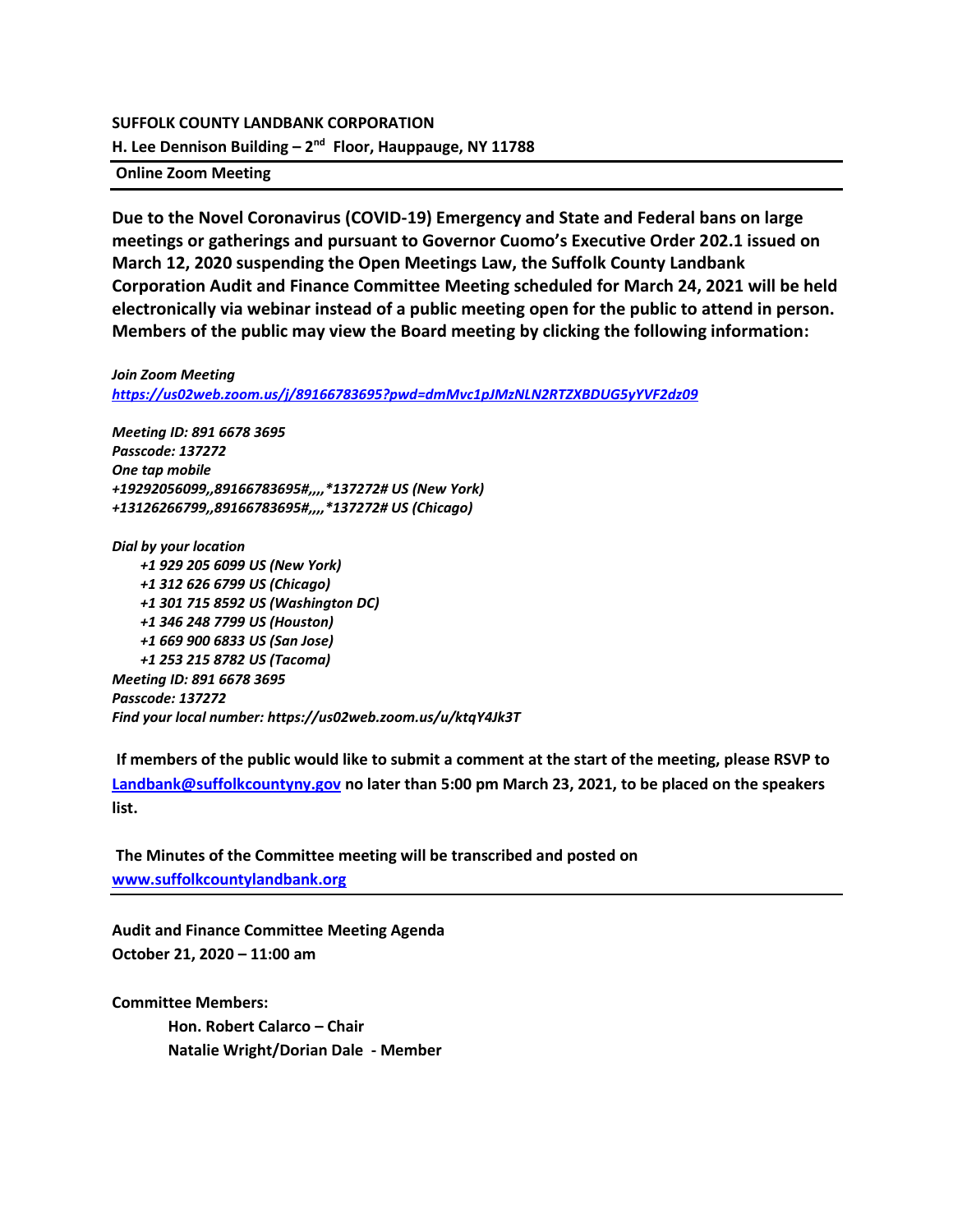**SUFFOLK COUNTY LANDBANK CORPORATION**

**H. Lee Dennison Building – 2nd Floor, Hauppauge, NY 11788**

---

**Online Zoom Meeting**

---

**Due to the Novel Coronavirus (COVID-19) Emergency and State and Federal bans on large meetings or gatherings and pursuant to Governor Cuomo's Executive Order 202.1 issued on March 12, 2020 suspending the Open Meetings Law, the Suffolk County Landbank Corporation Audit and Finance Committee Meeting scheduled for March 24, 2021 will be held electronically via webinar instead of a public meeting open for the public to attend in person. Members of the public may view the Board meeting by clicking the following information:**

***Join Zoom Meeting***
***https://us02web.zoom.us/j/89166783695?pwd=dmMvc1pJMzNLN2RTZXBDUG5yYVF2dz09***

***Meeting ID: 891 6678 3695***
***Passcode: 137272***
***One tap mobile***
***+19292056099,,89166783695#,,,,*137272# US (New York)***
***+13126266799,,89166783695#,,,,*137272# US (Chicago)***

***Dial by your location***
- ***+1 929 205 6099 US (New York)***
- ***+1 312 626 6799 US (Chicago)***
- ***+1 301 715 8592 US (Washington DC)***
- ***+1 346 248 7799 US (Houston)***
- ***+1 669 900 6833 US (San Jose)***
- ***+1 253 215 8782 US (Tacoma)***

***Meeting ID: 891 6678 3695***
***Passcode: 137272***
***Find your local number: https://us02web.zoom.us/u/ktqY4Jk3T***

**If members of the public would like to submit a comment at the start of the meeting, please RSVP to Landbank@suffolkcountyny.gov no later than 5:00 pm March 23, 2021, to be placed on the speakers list.**

**The Minutes of the Committee meeting will be transcribed and posted on www.suffolkcountylandbank.org**

---

**Audit and Finance Committee Meeting Agenda**
**October 21, 2020 – 11:00 am**

**Committee Members:**

**Hon. Robert Calarco – Chair**
**Natalie Wright/Dorian Dale - Member**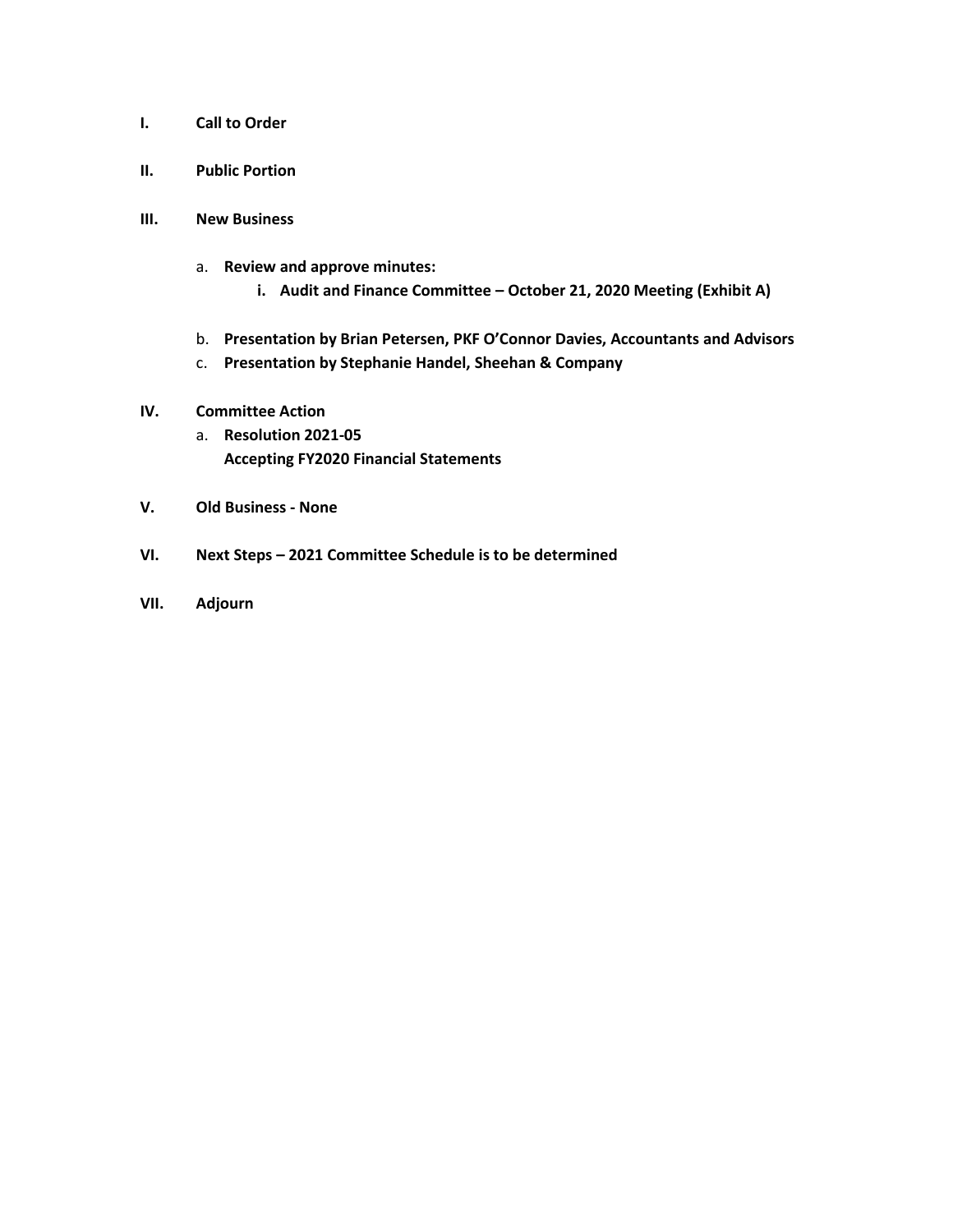**I. Call to Order**

**II. Public Portion**

**III. New Business**

a. **Review and approve minutes:**
   - **i. Audit and Finance Committee – October 21, 2020 Meeting (Exhibit A)**

b. **Presentation by Brian Petersen, PKF O'Connor Davies, Accountants and Advisors**

c. **Presentation by Stephanie Handel, Sheehan & Company**

**IV. Committee Action**

a. **Resolution 2021-05**
   **Accepting FY2020 Financial Statements**

**V. Old Business - None**

**VI. Next Steps – 2021 Committee Schedule is to be determined**

**VII. Adjourn**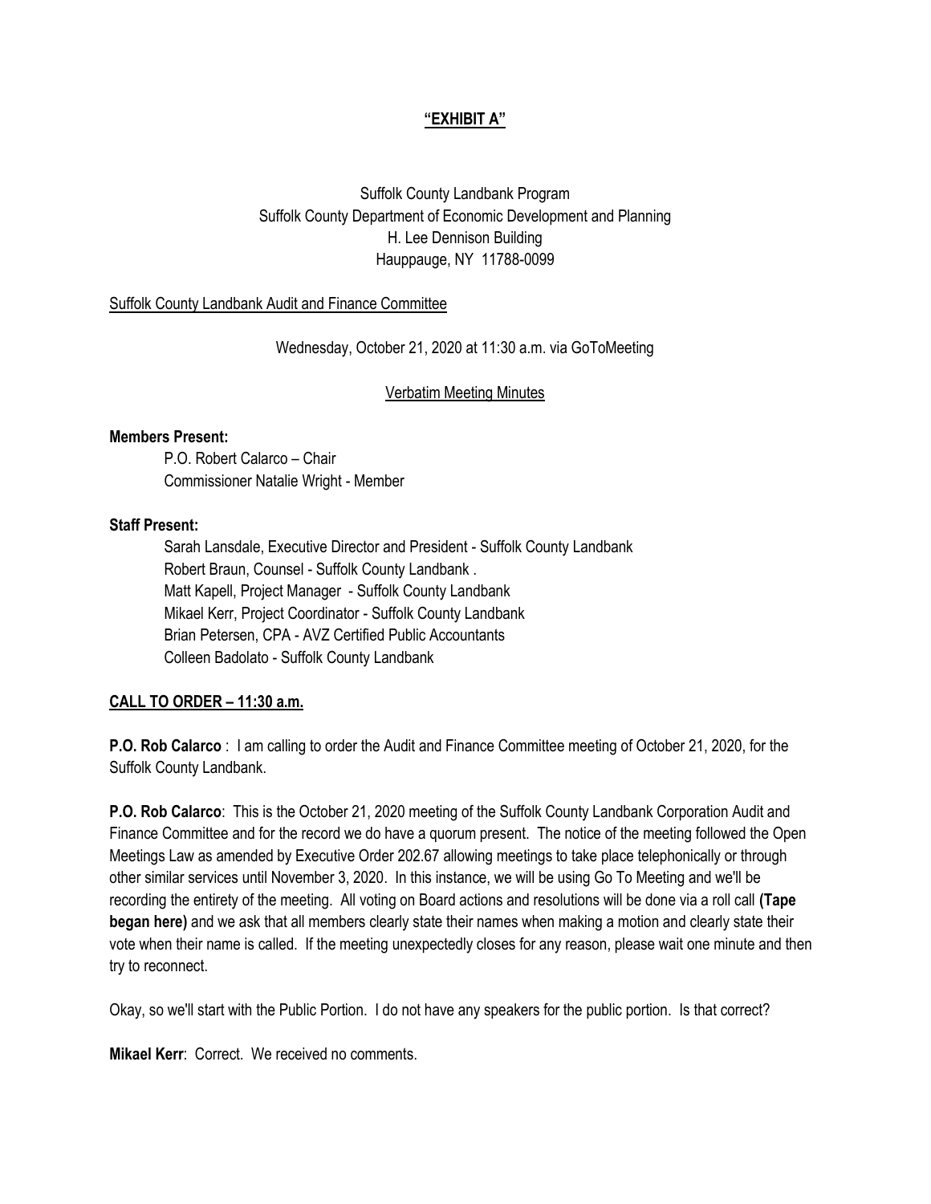**"EXHIBIT A"**

Suffolk County Landbank Program
Suffolk County Department of Economic Development and Planning
H. Lee Dennison Building
Hauppauge, NY 11788-0099

Suffolk County Landbank Audit and Finance Committee

Wednesday, October 21, 2020 at 11:30 a.m. via GoToMeeting

Verbatim Meeting Minutes

**Members Present:**

P.O. Robert Calarco – Chair
Commissioner Natalie Wright - Member

**Staff Present:**

Sarah Lansdale, Executive Director and President - Suffolk County Landbank
Robert Braun, Counsel - Suffolk County Landbank .
Matt Kapell, Project Manager - Suffolk County Landbank
Mikael Kerr, Project Coordinator - Suffolk County Landbank
Brian Petersen, CPA - AVZ Certified Public Accountants
Colleen Badolato - Suffolk County Landbank

**CALL TO ORDER – 11:30 a.m.**

**P.O. Rob Calarco** : I am calling to order the Audit and Finance Committee meeting of October 21, 2020, for the Suffolk County Landbank.

**P.O. Rob Calarco**: This is the October 21, 2020 meeting of the Suffolk County Landbank Corporation Audit and Finance Committee and for the record we do have a quorum present. The notice of the meeting followed the Open Meetings Law as amended by Executive Order 202.67 allowing meetings to take place telephonically or through other similar services until November 3, 2020. In this instance, we will be using Go To Meeting and we'll be recording the entirety of the meeting. All voting on Board actions and resolutions will be done via a roll call **(Tape began here)** and we ask that all members clearly state their names when making a motion and clearly state their vote when their name is called. If the meeting unexpectedly closes for any reason, please wait one minute and then try to reconnect.

Okay, so we'll start with the Public Portion. I do not have any speakers for the public portion. Is that correct?

**Mikael Kerr**: Correct. We received no comments.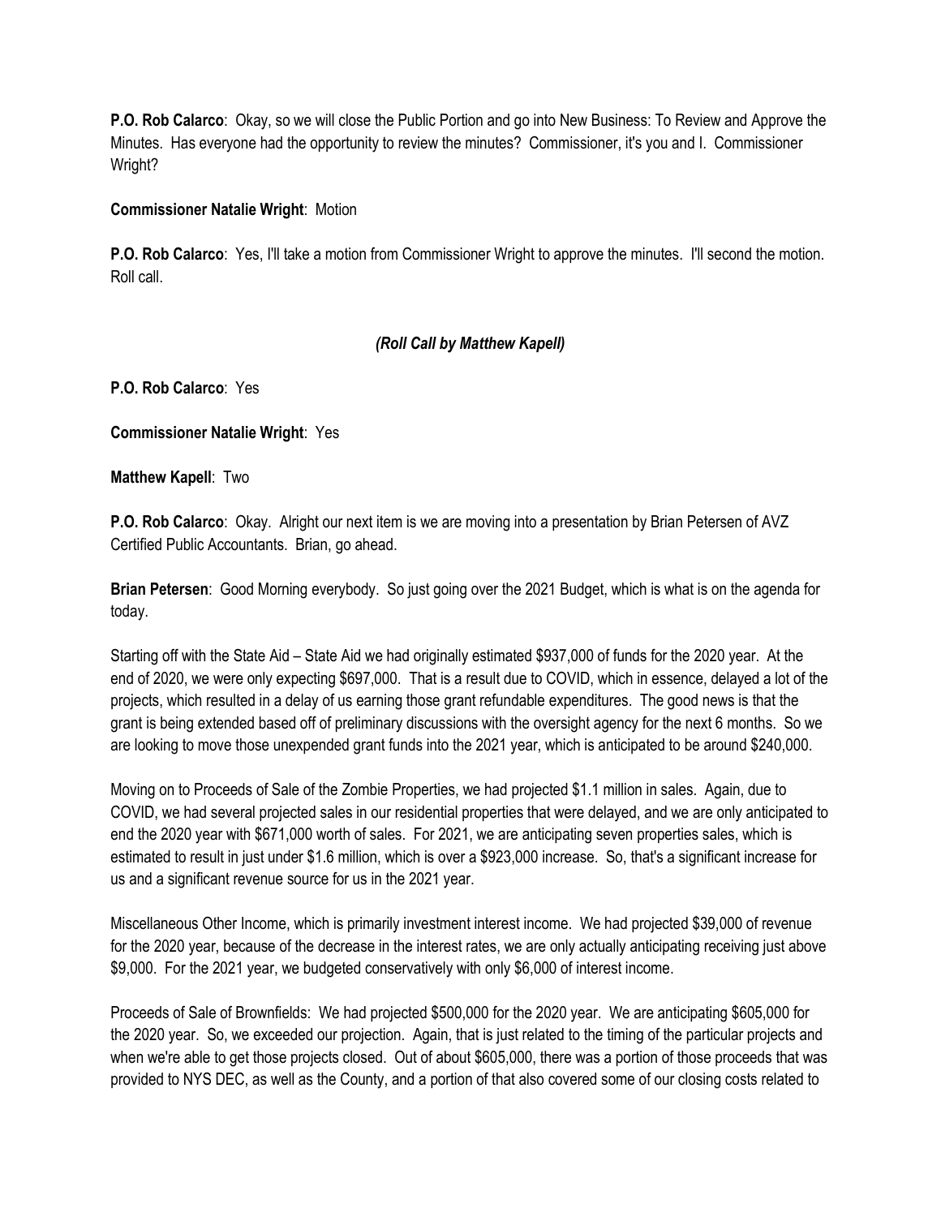**P.O. Rob Calarco**: Okay, so we will close the Public Portion and go into New Business: To Review and Approve the Minutes. Has everyone had the opportunity to review the minutes? Commissioner, it's you and I. Commissioner Wright?

**Commissioner Natalie Wright**: Motion

**P.O. Rob Calarco**: Yes, I'll take a motion from Commissioner Wright to approve the minutes. I'll second the motion. Roll call.

*(Roll Call by Matthew Kapell)*

**P.O. Rob Calarco**: Yes

**Commissioner Natalie Wright**: Yes

**Matthew Kapell**: Two

**P.O. Rob Calarco**: Okay. Alright our next item is we are moving into a presentation by Brian Petersen of AVZ Certified Public Accountants. Brian, go ahead.

**Brian Petersen**: Good Morning everybody. So just going over the 2021 Budget, which is what is on the agenda for today.

Starting off with the State Aid – State Aid we had originally estimated $937,000 of funds for the 2020 year. At the end of 2020, we were only expecting $697,000. That is a result due to COVID, which in essence, delayed a lot of the projects, which resulted in a delay of us earning those grant refundable expenditures. The good news is that the grant is being extended based off of preliminary discussions with the oversight agency for the next 6 months. So we are looking to move those unexpended grant funds into the 2021 year, which is anticipated to be around $240,000.

Moving on to Proceeds of Sale of the Zombie Properties, we had projected $1.1 million in sales. Again, due to COVID, we had several projected sales in our residential properties that were delayed, and we are only anticipated to end the 2020 year with $671,000 worth of sales. For 2021, we are anticipating seven properties sales, which is estimated to result in just under $1.6 million, which is over a $923,000 increase. So, that's a significant increase for us and a significant revenue source for us in the 2021 year.

Miscellaneous Other Income, which is primarily investment interest income. We had projected $39,000 of revenue for the 2020 year, because of the decrease in the interest rates, we are only actually anticipating receiving just above $9,000. For the 2021 year, we budgeted conservatively with only $6,000 of interest income.

Proceeds of Sale of Brownfields: We had projected $500,000 for the 2020 year. We are anticipating $605,000 for the 2020 year. So, we exceeded our projection. Again, that is just related to the timing of the particular projects and when we're able to get those projects closed. Out of about $605,000, there was a portion of those proceeds that was provided to NYS DEC, as well as the County, and a portion of that also covered some of our closing costs related to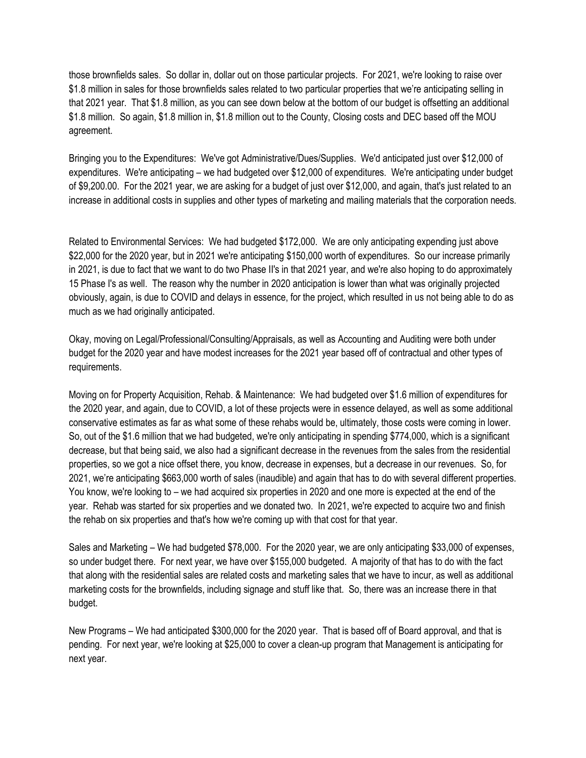those brownfields sales. So dollar in, dollar out on those particular projects. For 2021, we're looking to raise over $1.8 million in sales for those brownfields sales related to two particular properties that we're anticipating selling in that 2021 year. That $1.8 million, as you can see down below at the bottom of our budget is offsetting an additional $1.8 million. So again, $1.8 million in, $1.8 million out to the County, Closing costs and DEC based off the MOU agreement.

Bringing you to the Expenditures: We've got Administrative/Dues/Supplies. We'd anticipated just over $12,000 of expenditures. We're anticipating – we had budgeted over $12,000 of expenditures. We're anticipating under budget of $9,200.00. For the 2021 year, we are asking for a budget of just over $12,000, and again, that's just related to an increase in additional costs in supplies and other types of marketing and mailing materials that the corporation needs.

Related to Environmental Services: We had budgeted $172,000. We are only anticipating expending just above $22,000 for the 2020 year, but in 2021 we're anticipating $150,000 worth of expenditures. So our increase primarily in 2021, is due to fact that we want to do two Phase II's in that 2021 year, and we're also hoping to do approximately 15 Phase I's as well. The reason why the number in 2020 anticipation is lower than what was originally projected obviously, again, is due to COVID and delays in essence, for the project, which resulted in us not being able to do as much as we had originally anticipated.

Okay, moving on Legal/Professional/Consulting/Appraisals, as well as Accounting and Auditing were both under budget for the 2020 year and have modest increases for the 2021 year based off of contractual and other types of requirements.

Moving on for Property Acquisition, Rehab. & Maintenance: We had budgeted over $1.6 million of expenditures for the 2020 year, and again, due to COVID, a lot of these projects were in essence delayed, as well as some additional conservative estimates as far as what some of these rehabs would be, ultimately, those costs were coming in lower. So, out of the $1.6 million that we had budgeted, we're only anticipating in spending $774,000, which is a significant decrease, but that being said, we also had a significant decrease in the revenues from the sales from the residential properties, so we got a nice offset there, you know, decrease in expenses, but a decrease in our revenues. So, for 2021, we're anticipating $663,000 worth of sales (inaudible) and again that has to do with several different properties. You know, we're looking to – we had acquired six properties in 2020 and one more is expected at the end of the year. Rehab was started for six properties and we donated two. In 2021, we're expected to acquire two and finish the rehab on six properties and that's how we're coming up with that cost for that year.

Sales and Marketing – We had budgeted $78,000. For the 2020 year, we are only anticipating $33,000 of expenses, so under budget there. For next year, we have over $155,000 budgeted. A majority of that has to do with the fact that along with the residential sales are related costs and marketing sales that we have to incur, as well as additional marketing costs for the brownfields, including signage and stuff like that. So, there was an increase there in that budget.

New Programs – We had anticipated $300,000 for the 2020 year. That is based off of Board approval, and that is pending. For next year, we're looking at $25,000 to cover a clean-up program that Management is anticipating for next year.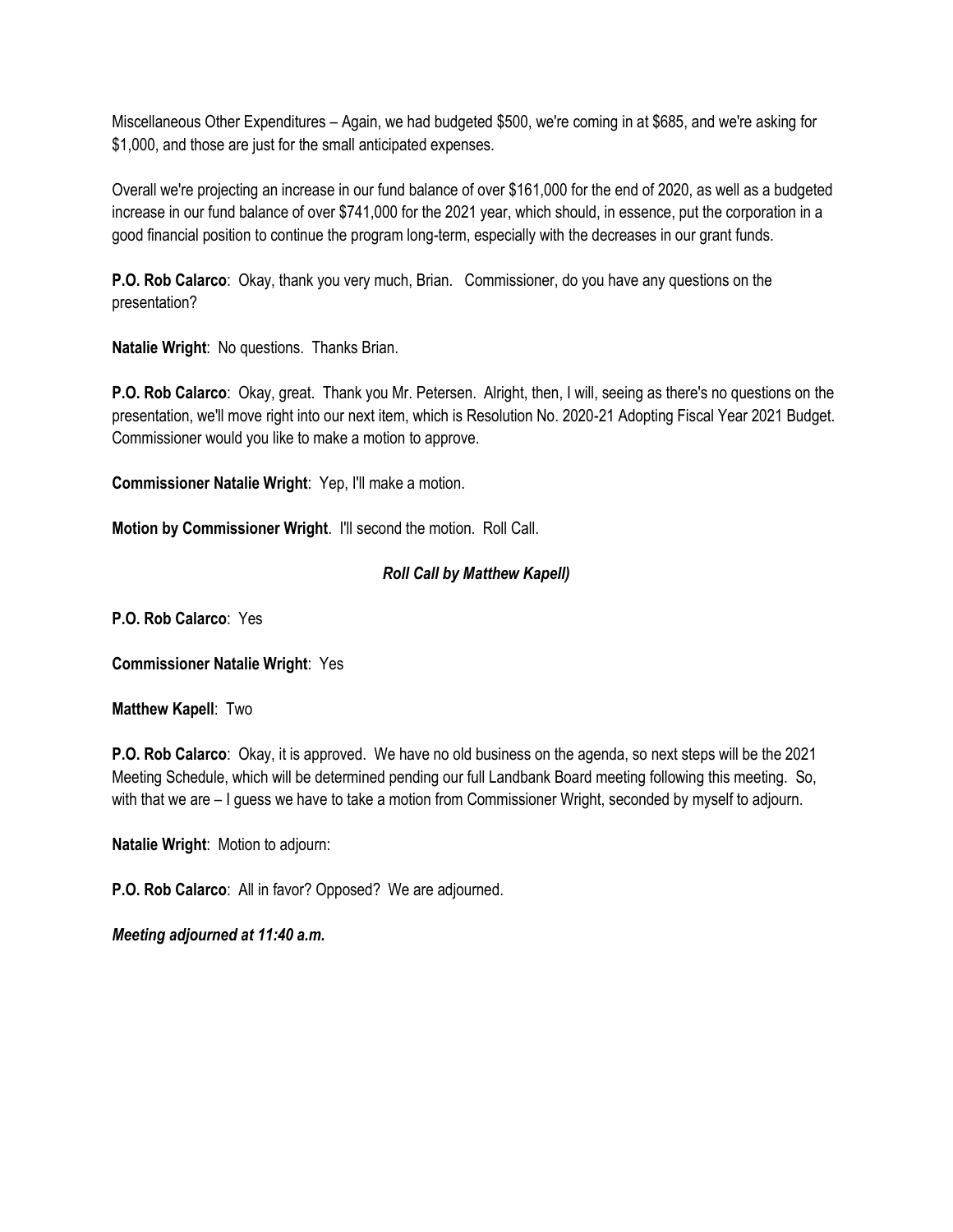Miscellaneous Other Expenditures – Again, we had budgeted $500, we're coming in at $685, and we're asking for $1,000, and those are just for the small anticipated expenses.

Overall we're projecting an increase in our fund balance of over $161,000 for the end of 2020, as well as a budgeted increase in our fund balance of over $741,000 for the 2021 year, which should, in essence, put the corporation in a good financial position to continue the program long-term, especially with the decreases in our grant funds.

**P.O. Rob Calarco**: Okay, thank you very much, Brian. Commissioner, do you have any questions on the presentation?

**Natalie Wright**: No questions. Thanks Brian.

**P.O. Rob Calarco**: Okay, great. Thank you Mr. Petersen. Alright, then, I will, seeing as there's no questions on the presentation, we'll move right into our next item, which is Resolution No. 2020-21 Adopting Fiscal Year 2021 Budget. Commissioner would you like to make a motion to approve.

**Commissioner Natalie Wright**: Yep, I'll make a motion.

**Motion by Commissioner Wright**. I'll second the motion. Roll Call.

***Roll Call by Matthew Kapell)***

**P.O. Rob Calarco**: Yes

**Commissioner Natalie Wright**: Yes

**Matthew Kapell**: Two

**P.O. Rob Calarco**: Okay, it is approved. We have no old business on the agenda, so next steps will be the 2021 Meeting Schedule, which will be determined pending our full Landbank Board meeting following this meeting. So, with that we are – I guess we have to take a motion from Commissioner Wright, seconded by myself to adjourn.

**Natalie Wright**: Motion to adjourn:

**P.O. Rob Calarco**: All in favor? Opposed? We are adjourned.

***Meeting adjourned at 11:40 a.m.***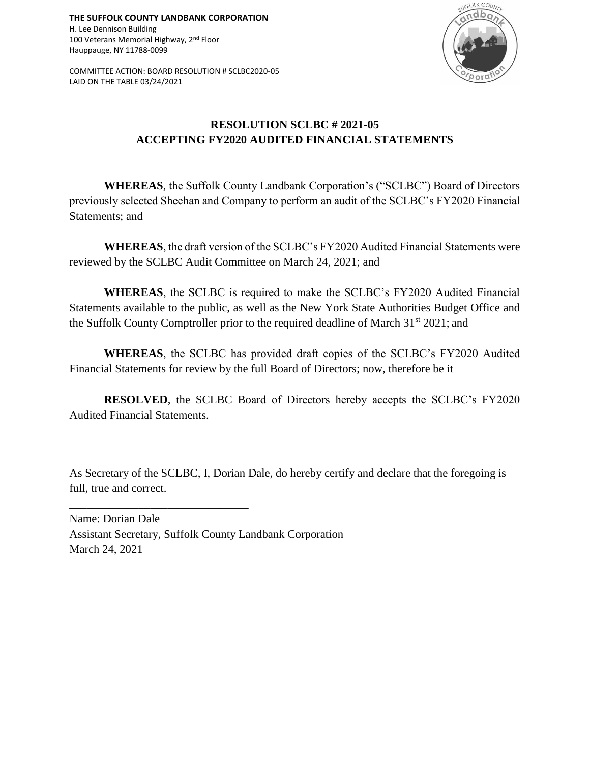**THE SUFFOLK COUNTY LANDBANK CORPORATION**
H. Lee Dennison Building
100 Veterans Memorial Highway, 2nd Floor
Hauppauge, NY 11788-0099

COMMITTEE ACTION: BOARD RESOLUTION # SCLBC2020-05
LAID ON THE TABLE 03/24/2021

# RESOLUTION SCLBC # 2021-05
# ACCEPTING FY2020 AUDITED FINANCIAL STATEMENTS

**WHEREAS**, the Suffolk County Landbank Corporation's ("SCLBC") Board of Directors previously selected Sheehan and Company to perform an audit of the SCLBC's FY2020 Financial Statements; and

**WHEREAS**, the draft version of the SCLBC's FY2020 Audited Financial Statements were reviewed by the SCLBC Audit Committee on March 24, 2021; and

**WHEREAS**, the SCLBC is required to make the SCLBC's FY2020 Audited Financial Statements available to the public, as well as the New York State Authorities Budget Office and the Suffolk County Comptroller prior to the required deadline of March 31st 2021; and

**WHEREAS**, the SCLBC has provided draft copies of the SCLBC's FY2020 Audited Financial Statements for review by the full Board of Directors; now, therefore be it

**RESOLVED**, the SCLBC Board of Directors hereby accepts the SCLBC's FY2020 Audited Financial Statements.

As Secretary of the SCLBC, I, Dorian Dale, do hereby certify and declare that the foregoing is full, true and correct.

_______________________________

Name: Dorian Dale
Assistant Secretary, Suffolk County Landbank Corporation
March 24, 2021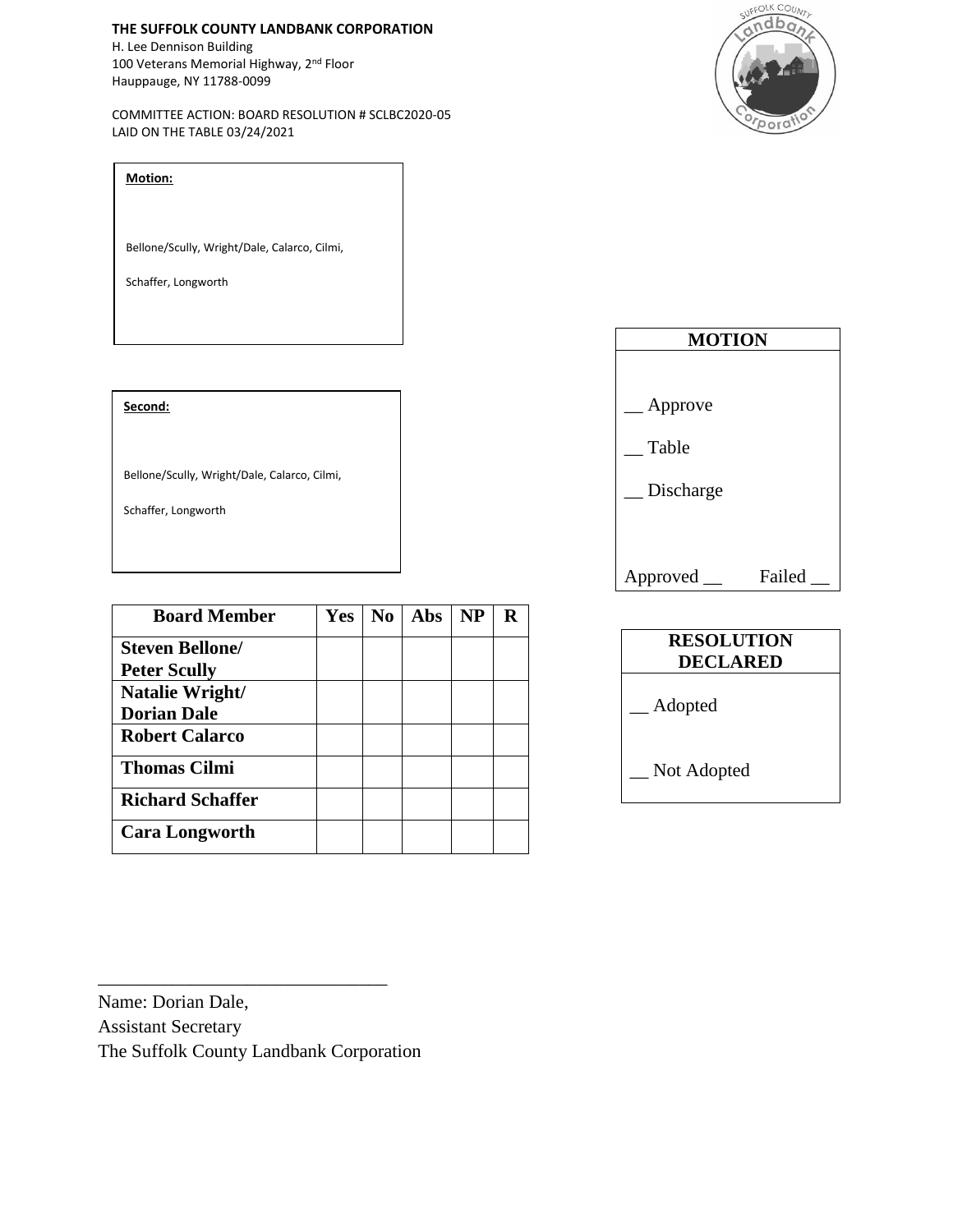**THE SUFFOLK COUNTY LANDBANK CORPORATION**
H. Lee Dennison Building
100 Veterans Memorial Highway, 2nd Floor
Hauppauge, NY 11788-0099

COMMITTEE ACTION: BOARD RESOLUTION # SCLBC2020-05
LAID ON THE TABLE 03/24/2021

**Motion:**

Bellone/Scully, Wright/Dale, Calarco, Cilmi,

Schaffer, Longworth

**Second:**

Bellone/Scully, Wright/Dale, Calarco, Cilmi,

Schaffer, Longworth

| Board Member | Yes | No | Abs | NP | R |
|---|---|---|---|---|---|
| **Steven Bellone/ Peter Scully** | | | | | |
| **Natalie Wright/ Dorian Dale** | | | | | |
| **Robert Calarco** | | | | | |
| **Thomas Cilmi** | | | | | |
| **Richard Schaffer** | | | | | |
| **Cara Longworth** | | | | | |

**MOTION**

__ Approve

__ Table

__ Discharge

Approved __ Failed __

**RESOLUTION DECLARED**

__ Adopted

__ Not Adopted

_______________________________

Name: Dorian Dale,
Assistant Secretary
The Suffolk County Landbank Corporation